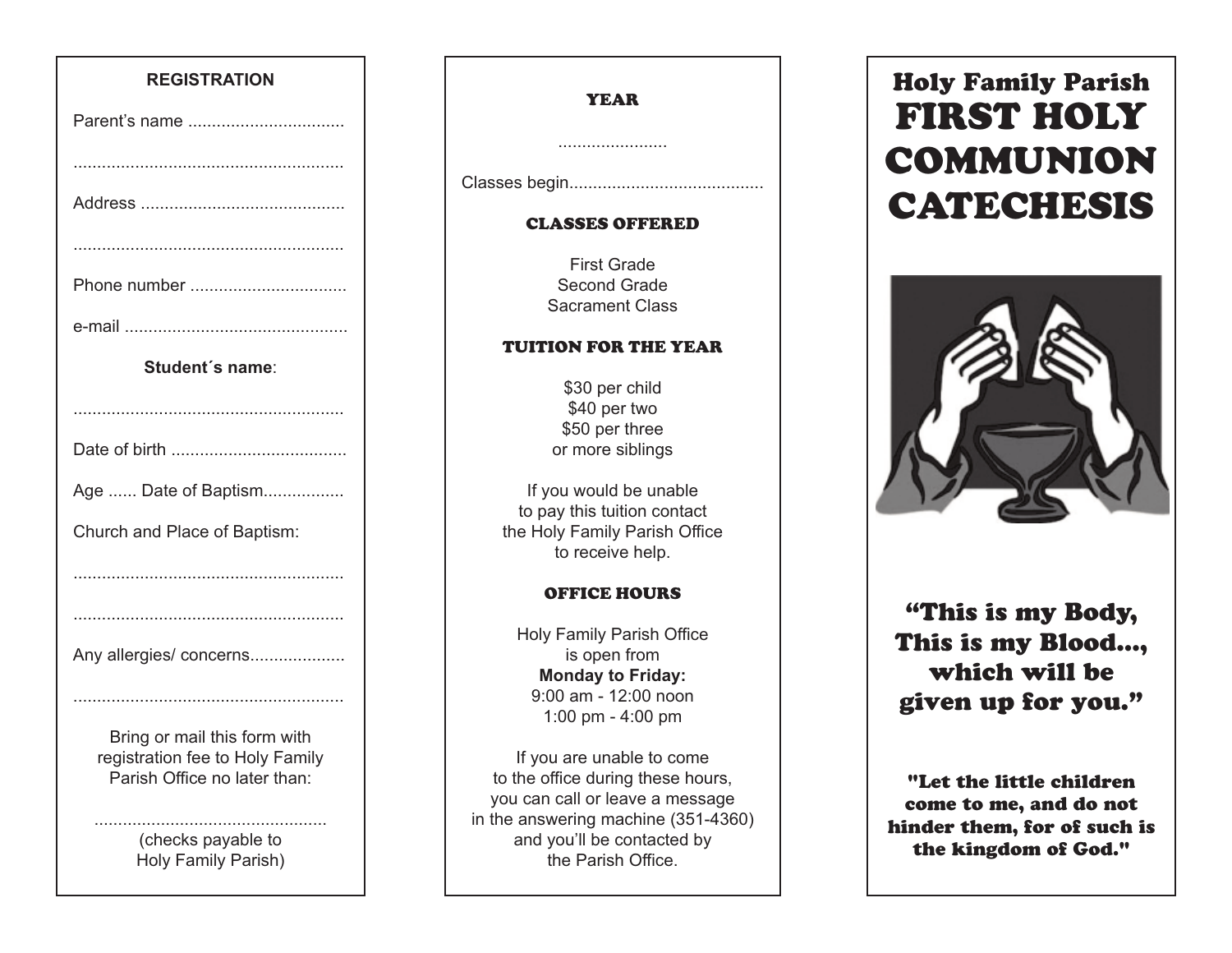## REGISTRATION

Parent's name .................................

.........................................................

Address ...........................................

.........................................................

Phone number .................................

e-mail ...............................................

**Student´s name**:

.........................................................

Date of birth .....................................

Age ...... Date of Baptism.................

Church and Place of Baptism:

.........................................................

.........................................................

Any allergies/ concerns....................

.........................................................

Bring or mail this form with registration fee to Holy Family Parish Office no later than:

.................................................

(checks payable to Holy Family Parish)

## YEAR

.......................

Classes begin.........................................

## CLASSES OFFERED

First Grade
Second Grade
Sacrament Class

## TUITION FOR THE YEAR

$30 per child
$40 per two
$50 per three or more siblings

If you would be unable to pay this tuition contact the Holy Family Parish Office to receive help.

## OFFICE HOURS

Holy Family Parish Office is open from
**Monday to Friday:**
9:00 am - 12:00 noon
1:00 pm - 4:00 pm

If you are unable to come to the office during these hours, you can call or leave a message in the answering machine (351-4360) and you'll be contacted by the Parish Office.

# Holy Family Parish
# FIRST HOLY COMMUNION CATECHESIS

**"This is my Body, This is my Blood..., which will be given up for you."**

**"Let the little children come to me, and do not hinder them, for of such is the kingdom of God."**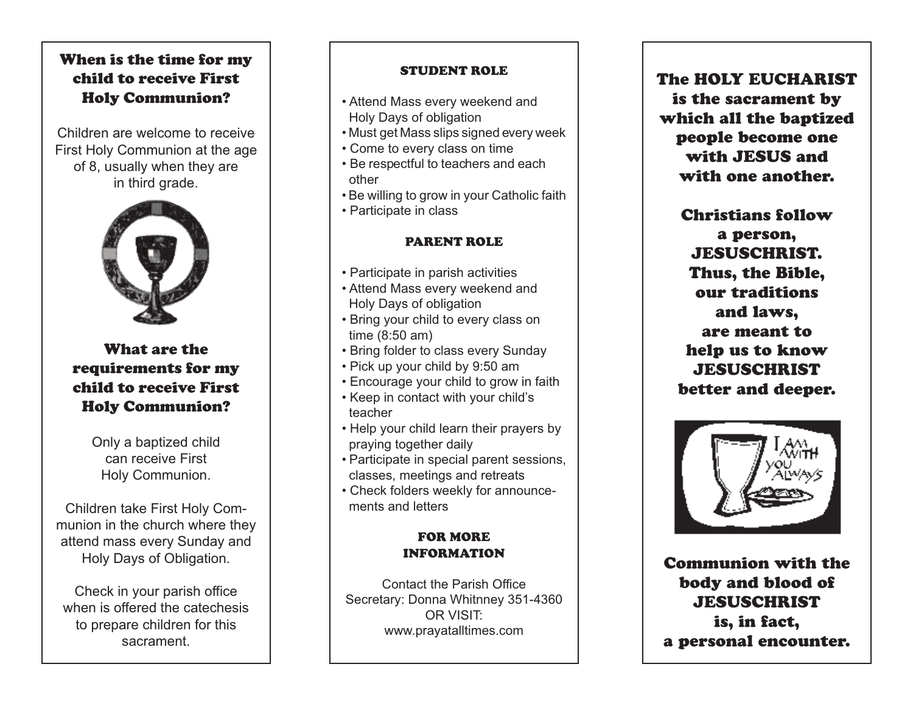## When is the time for my child to receive First Holy Communion?

Children are welcome to receive First Holy Communion at the age of 8, usually when they are in third grade.

## What are the requirements for my child to receive First Holy Communion?

Only a baptized child can receive First Holy Communion.

Children take First Holy Communion in the church where they attend mass every Sunday and Holy Days of Obligation.

Check in your parish office when is offered the catechesis to prepare children for this sacrament.

### STUDENT ROLE

- Attend Mass every weekend and Holy Days of obligation
- Must get Mass slips signed every week
- Come to every class on time
- Be respectful to teachers and each other
- Be willing to grow in your Catholic faith
- Participate in class

### PARENT ROLE

- Participate in parish activities
- Attend Mass every weekend and Holy Days of obligation
- Bring your child to every class on time (8:50 am)
- Bring folder to class every Sunday
- Pick up your child by 9:50 am
- Encourage your child to grow in faith
- Keep in contact with your child's teacher
- Help your child learn their prayers by praying together daily
- Participate in special parent sessions, classes, meetings and retreats
- Check folders weekly for announcements and letters

### FOR MORE INFORMATION

Contact the Parish Office
Secretary: Donna Whitnney 351-4360
OR VISIT:
www.prayatalltimes.com

**The HOLY EUCHARIST is the sacrament by which all the baptized people become one with JESUS and with one another.**

**Christians follow a person, JESUSCHRIST. Thus, the Bible, our traditions and laws, are meant to help us to know JESUSCHRIST better and deeper.**

**Communion with the body and blood of JESUSCHRIST is, in fact, a personal encounter.**